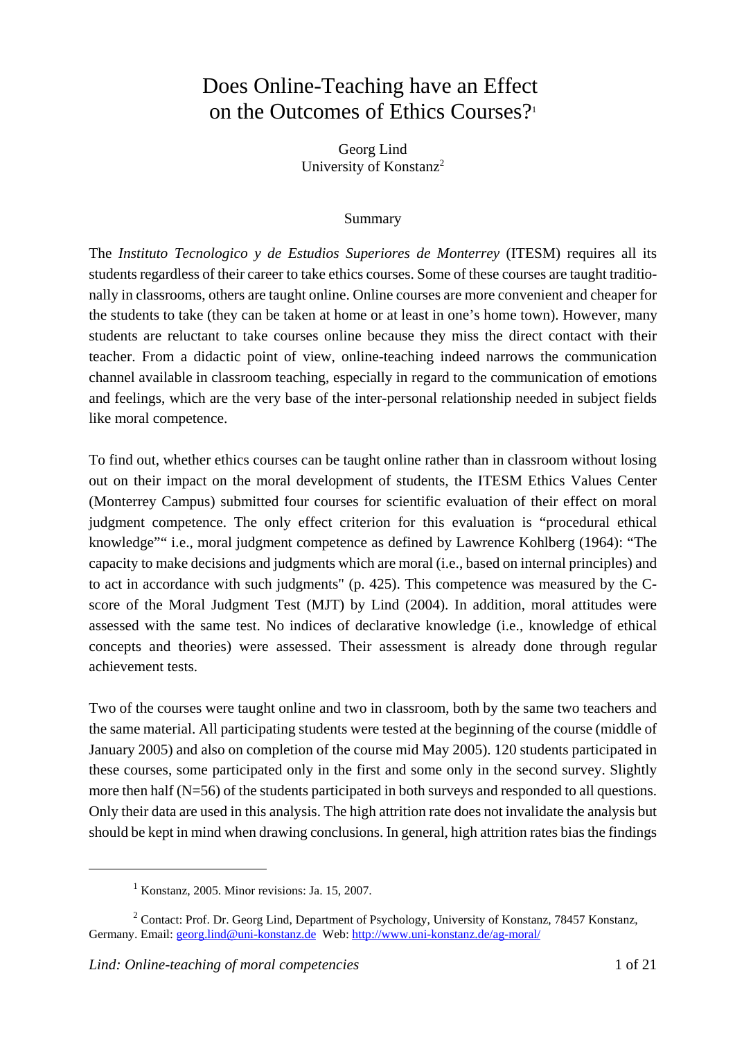# Does Online-Teaching have an Effect on the Outcomes of Ethics Courses?[1]

Georg Lind
University of Konstanz[2]

## Summary

The *Instituto Tecnologico y de Estudios Superiores de Monterrey* (ITESM) requires all its students regardless of their career to take ethics courses. Some of these courses are taught traditionally in classrooms, others are taught online. Online courses are more convenient and cheaper for the students to take (they can be taken at home or at least in one's home town). However, many students are reluctant to take courses online because they miss the direct contact with their teacher. From a didactic point of view, online-teaching indeed narrows the communication channel available in classroom teaching, especially in regard to the communication of emotions and feelings, which are the very base of the inter-personal relationship needed in subject fields like moral competence.

To find out, whether ethics courses can be taught online rather than in classroom without losing out on their impact on the moral development of students, the ITESM Ethics Values Center (Monterrey Campus) submitted four courses for scientific evaluation of their effect on moral judgment competence. The only effect criterion for this evaluation is "procedural ethical knowledge"" i.e., moral judgment competence as defined by Lawrence Kohlberg (1964): "The capacity to make decisions and judgments which are moral (i.e., based on internal principles) and to act in accordance with such judgments" (p. 425). This competence was measured by the C-score of the Moral Judgment Test (MJT) by Lind (2004). In addition, moral attitudes were assessed with the same test. No indices of declarative knowledge (i.e., knowledge of ethical concepts and theories) were assessed. Their assessment is already done through regular achievement tests.

Two of the courses were taught online and two in classroom, both by the same two teachers and the same material. All participating students were tested at the beginning of the course (middle of January 2005) and also on completion of the course mid May 2005). 120 students participated in these courses, some participated only in the first and some only in the second survey. Slightly more then half (N=56) of the students participated in both surveys and responded to all questions. Only their data are used in this analysis. The high attrition rate does not invalidate the analysis but should be kept in mind when drawing conclusions. In general, high attrition rates bias the findings

---

[1] Konstanz, 2005. Minor revisions: Ja. 15, 2007.

[2] Contact: Prof. Dr. Georg Lind, Department of Psychology, University of Konstanz, 78457 Konstanz, Germany. Email: georg.lind@uni-konstanz.de Web: http://www.uni-konstanz.de/ag-moral/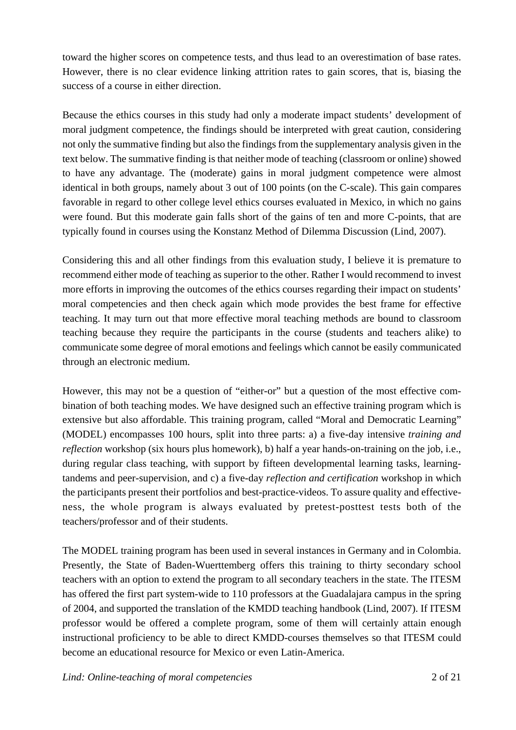toward the higher scores on competence tests, and thus lead to an overestimation of base rates. However, there is no clear evidence linking attrition rates to gain scores, that is, biasing the success of a course in either direction.

Because the ethics courses in this study had only a moderate impact students' development of moral judgment competence, the findings should be interpreted with great caution, considering not only the summative finding but also the findings from the supplementary analysis given in the text below. The summative finding is that neither mode of teaching (classroom or online) showed to have any advantage. The (moderate) gains in moral judgment competence were almost identical in both groups, namely about 3 out of 100 points (on the C-scale). This gain compares favorable in regard to other college level ethics courses evaluated in Mexico, in which no gains were found. But this moderate gain falls short of the gains of ten and more C-points, that are typically found in courses using the Konstanz Method of Dilemma Discussion (Lind, 2007).

Considering this and all other findings from this evaluation study, I believe it is premature to recommend either mode of teaching as superior to the other. Rather I would recommend to invest more efforts in improving the outcomes of the ethics courses regarding their impact on students' moral competencies and then check again which mode provides the best frame for effective teaching. It may turn out that more effective moral teaching methods are bound to classroom teaching because they require the participants in the course (students and teachers alike) to communicate some degree of moral emotions and feelings which cannot be easily communicated through an electronic medium.

However, this may not be a question of "either-or" but a question of the most effective combination of both teaching modes. We have designed such an effective training program which is extensive but also affordable. This training program, called "Moral and Democratic Learning" (MODEL) encompasses 100 hours, split into three parts: a) a five-day intensive *training and reflection* workshop (six hours plus homework), b) half a year hands-on-training on the job, i.e., during regular class teaching, with support by fifteen developmental learning tasks, learning-tandems and peer-supervision, and c) a five-day *reflection and certification* workshop in which the participants present their portfolios and best-practice-videos. To assure quality and effectiveness, the whole program is always evaluated by pretest-posttest tests both of the teachers/professor and of their students.

The MODEL training program has been used in several instances in Germany and in Colombia. Presently, the State of Baden-Wuerttemberg offers this training to thirty secondary school teachers with an option to extend the program to all secondary teachers in the state. The ITESM has offered the first part system-wide to 110 professors at the Guadalajara campus in the spring of 2004, and supported the translation of the KMDD teaching handbook (Lind, 2007). If ITESM professor would be offered a complete program, some of them will certainly attain enough instructional proficiency to be able to direct KMDD-courses themselves so that ITESM could become an educational resource for Mexico or even Latin-America.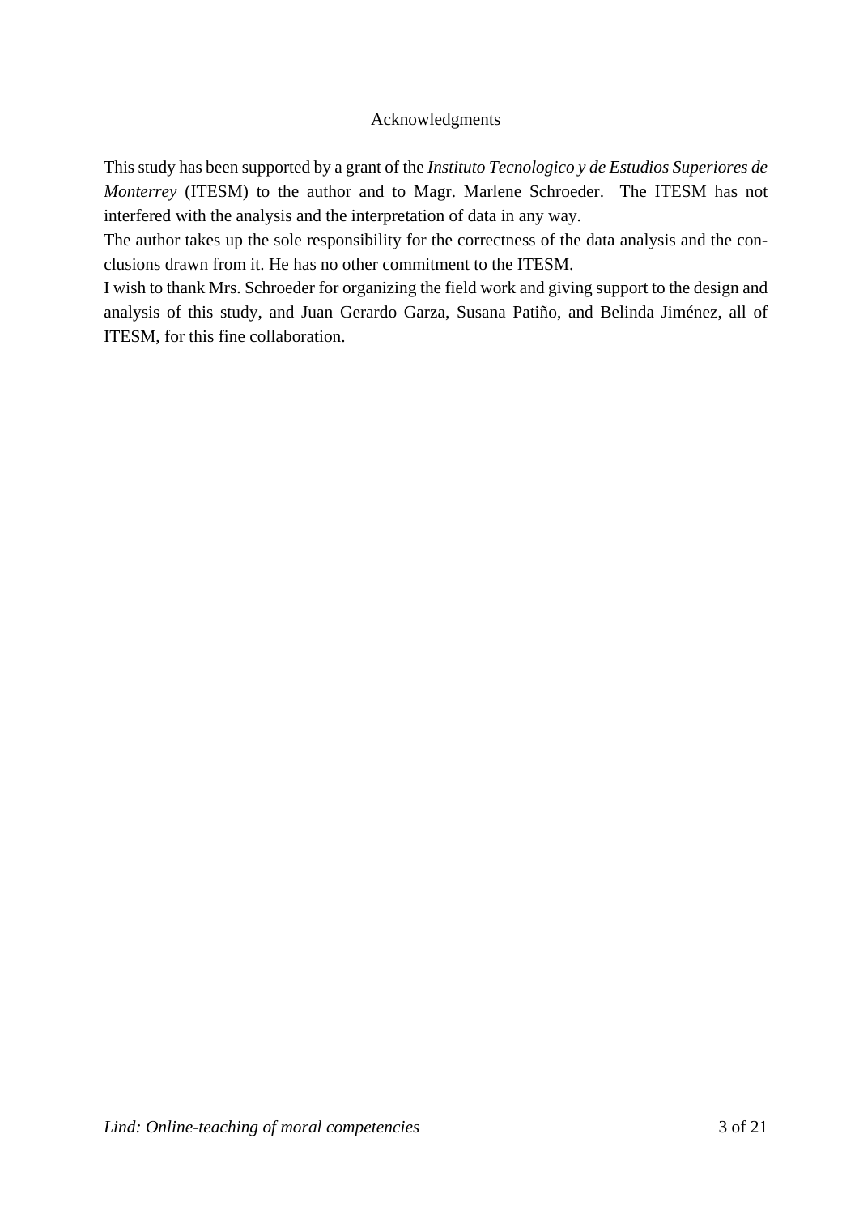## Acknowledgments

This study has been supported by a grant of the *Instituto Tecnologico y de Estudios Superiores de Monterrey* (ITESM) to the author and to Magr. Marlene Schroeder. The ITESM has not interfered with the analysis and the interpretation of data in any way.

The author takes up the sole responsibility for the correctness of the data analysis and the conclusions drawn from it. He has no other commitment to the ITESM.

I wish to thank Mrs. Schroeder for organizing the field work and giving support to the design and analysis of this study, and Juan Gerardo Garza, Susana Patiño, and Belinda Jiménez, all of ITESM, for this fine collaboration.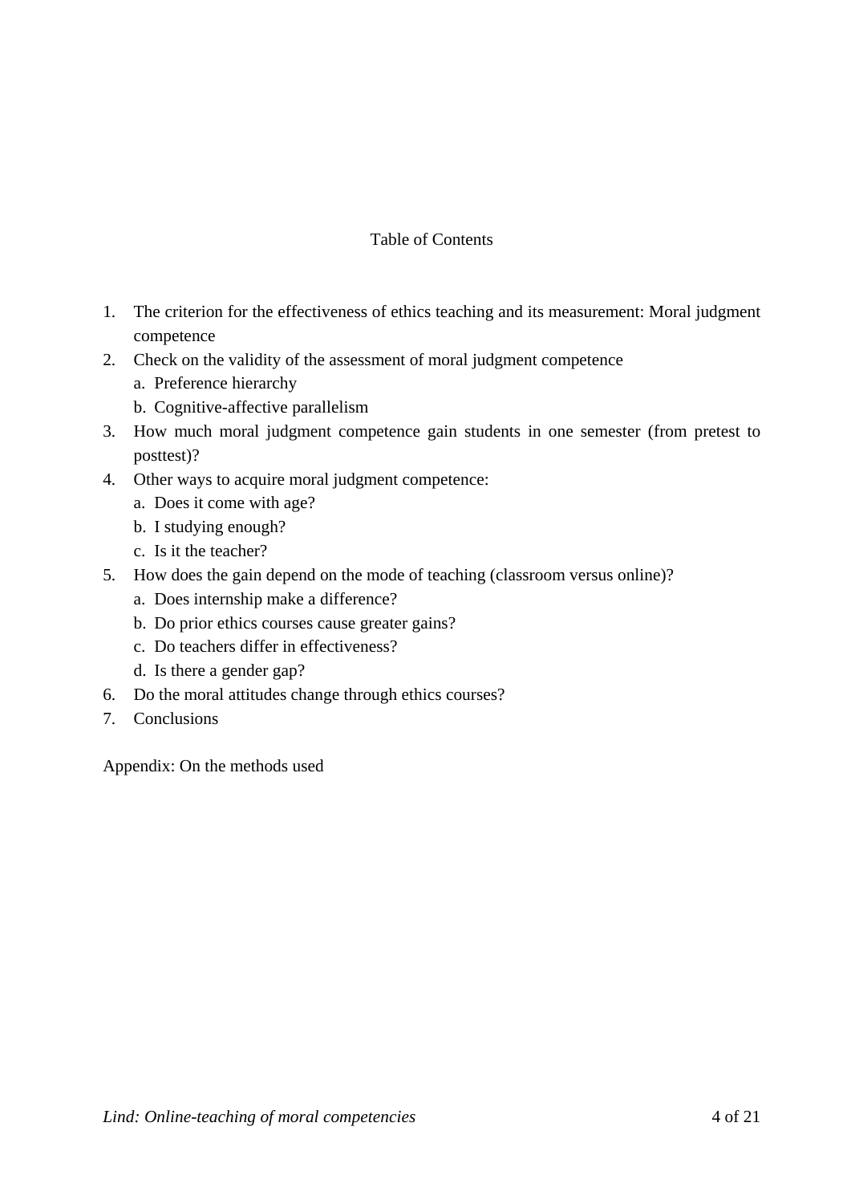## Table of Contents

1. The criterion for the effectiveness of ethics teaching and its measurement: Moral judgment competence
2. Check on the validity of the assessment of moral judgment competence
   a. Preference hierarchy
   b. Cognitive-affective parallelism
3. How much moral judgment competence gain students in one semester (from pretest to posttest)?
4. Other ways to acquire moral judgment competence:
   a. Does it come with age?
   b. I studying enough?
   c. Is it the teacher?
5. How does the gain depend on the mode of teaching (classroom versus online)?
   a. Does internship make a difference?
   b. Do prior ethics courses cause greater gains?
   c. Do teachers differ in effectiveness?
   d. Is there a gender gap?
6. Do the moral attitudes change through ethics courses?
7. Conclusions

Appendix: On the methods used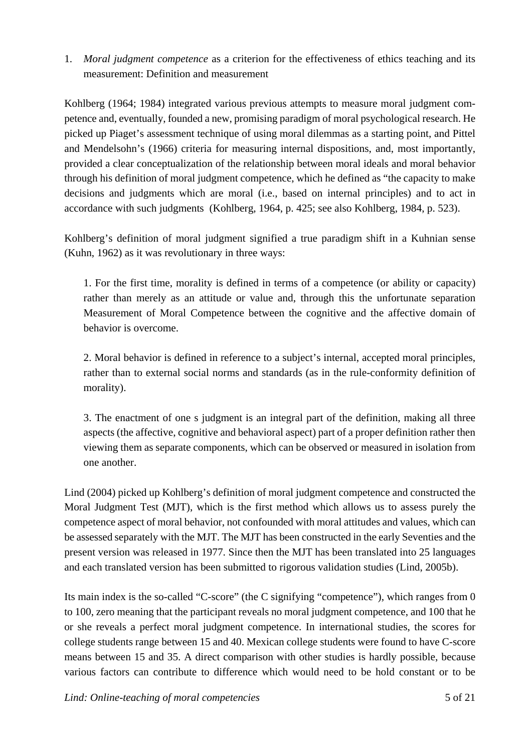1. *Moral judgment competence* as a criterion for the effectiveness of ethics teaching and its measurement: Definition and measurement

Kohlberg (1964; 1984) integrated various previous attempts to measure moral judgment competence and, eventually, founded a new, promising paradigm of moral psychological research. He picked up Piaget's assessment technique of using moral dilemmas as a starting point, and Pittel and Mendelsohn's (1966) criteria for measuring internal dispositions, and, most importantly, provided a clear conceptualization of the relationship between moral ideals and moral behavior through his definition of moral judgment competence, which he defined as "the capacity to make decisions and judgments which are moral (i.e., based on internal principles) and to act in accordance with such judgments (Kohlberg, 1964, p. 425; see also Kohlberg, 1984, p. 523).

Kohlberg's definition of moral judgment signified a true paradigm shift in a Kuhnian sense (Kuhn, 1962) as it was revolutionary in three ways:

> 1. For the first time, morality is defined in terms of a competence (or ability or capacity) rather than merely as an attitude or value and, through this the unfortunate separation Measurement of Moral Competence between the cognitive and the affective domain of behavior is overcome.
>
> 2. Moral behavior is defined in reference to a subject's internal, accepted moral principles, rather than to external social norms and standards (as in the rule-conformity definition of morality).
>
> 3. The enactment of one s judgment is an integral part of the definition, making all three aspects (the affective, cognitive and behavioral aspect) part of a proper definition rather then viewing them as separate components, which can be observed or measured in isolation from one another.

Lind (2004) picked up Kohlberg's definition of moral judgment competence and constructed the Moral Judgment Test (MJT), which is the first method which allows us to assess purely the competence aspect of moral behavior, not confounded with moral attitudes and values, which can be assessed separately with the MJT. The MJT has been constructed in the early Seventies and the present version was released in 1977. Since then the MJT has been translated into 25 languages and each translated version has been submitted to rigorous validation studies (Lind, 2005b).

Its main index is the so-called "C-score" (the C signifying "competence"), which ranges from 0 to 100, zero meaning that the participant reveals no moral judgment competence, and 100 that he or she reveals a perfect moral judgment competence. In international studies, the scores for college students range between 15 and 40. Mexican college students were found to have C-score means between 15 and 35. A direct comparison with other studies is hardly possible, because various factors can contribute to difference which would need to be hold constant or to be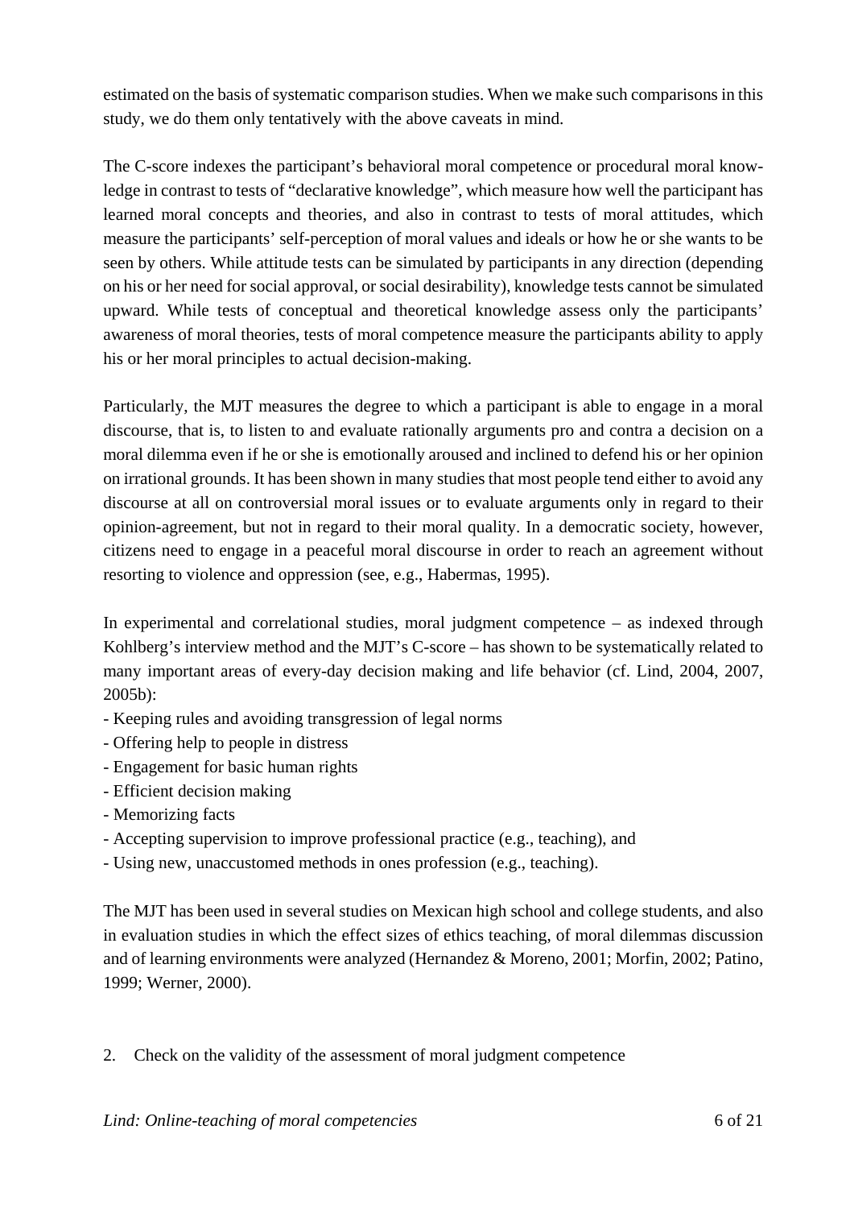estimated on the basis of systematic comparison studies. When we make such comparisons in this study, we do them only tentatively with the above caveats in mind.

The C-score indexes the participant's behavioral moral competence or procedural moral knowledge in contrast to tests of "declarative knowledge", which measure how well the participant has learned moral concepts and theories, and also in contrast to tests of moral attitudes, which measure the participants' self-perception of moral values and ideals or how he or she wants to be seen by others. While attitude tests can be simulated by participants in any direction (depending on his or her need for social approval, or social desirability), knowledge tests cannot be simulated upward. While tests of conceptual and theoretical knowledge assess only the participants' awareness of moral theories, tests of moral competence measure the participants ability to apply his or her moral principles to actual decision-making.

Particularly, the MJT measures the degree to which a participant is able to engage in a moral discourse, that is, to listen to and evaluate rationally arguments pro and contra a decision on a moral dilemma even if he or she is emotionally aroused and inclined to defend his or her opinion on irrational grounds. It has been shown in many studies that most people tend either to avoid any discourse at all on controversial moral issues or to evaluate arguments only in regard to their opinion-agreement, but not in regard to their moral quality. In a democratic society, however, citizens need to engage in a peaceful moral discourse in order to reach an agreement without resorting to violence and oppression (see, e.g., Habermas, 1995).

In experimental and correlational studies, moral judgment competence – as indexed through Kohlberg's interview method and the MJT's C-score – has shown to be systematically related to many important areas of every-day decision making and life behavior (cf. Lind, 2004, 2007, 2005b):

- Keeping rules and avoiding transgression of legal norms
- Offering help to people in distress
- Engagement for basic human rights
- Efficient decision making
- Memorizing facts
- Accepting supervision to improve professional practice (e.g., teaching), and
- Using new, unaccustomed methods in ones profession (e.g., teaching).

The MJT has been used in several studies on Mexican high school and college students, and also in evaluation studies in which the effect sizes of ethics teaching, of moral dilemmas discussion and of learning environments were analyzed (Hernandez & Moreno, 2001; Morfin, 2002; Patino, 1999; Werner, 2000).

## 2. Check on the validity of the assessment of moral judgment competence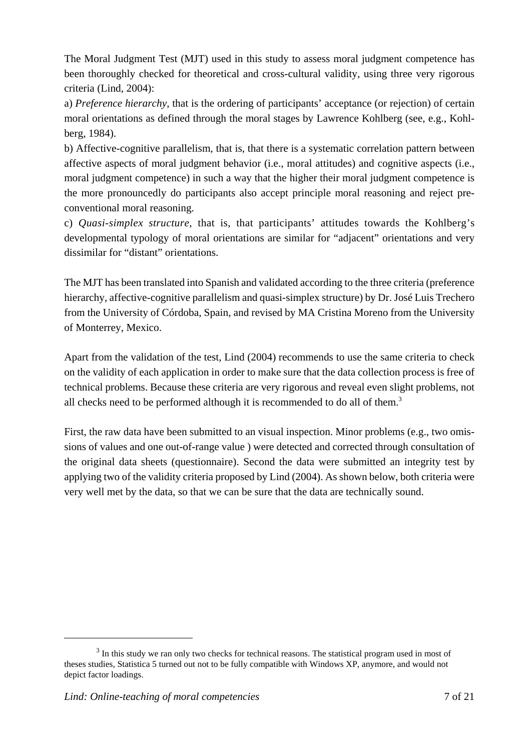The Moral Judgment Test (MJT) used in this study to assess moral judgment competence has been thoroughly checked for theoretical and cross-cultural validity, using three very rigorous criteria (Lind, 2004):

a) *Preference hierarchy*, that is the ordering of participants' acceptance (or rejection) of certain moral orientations as defined through the moral stages by Lawrence Kohlberg (see, e.g., Kohlberg, 1984).

b) Affective-cognitive parallelism, that is, that there is a systematic correlation pattern between affective aspects of moral judgment behavior (i.e., moral attitudes) and cognitive aspects (i.e., moral judgment competence) in such a way that the higher their moral judgment competence is the more pronouncedly do participants also accept principle moral reasoning and reject preconventional moral reasoning.

c) *Quasi-simplex structure*, that is, that participants' attitudes towards the Kohlberg's developmental typology of moral orientations are similar for "adjacent" orientations and very dissimilar for "distant" orientations.

The MJT has been translated into Spanish and validated according to the three criteria (preference hierarchy, affective-cognitive parallelism and quasi-simplex structure) by Dr. José Luis Trechero from the University of Córdoba, Spain, and revised by MA Cristina Moreno from the University of Monterrey, Mexico.

Apart from the validation of the test, Lind (2004) recommends to use the same criteria to check on the validity of each application in order to make sure that the data collection process is free of technical problems. Because these criteria are very rigorous and reveal even slight problems, not all checks need to be performed although it is recommended to do all of them.[3]

First, the raw data have been submitted to an visual inspection. Minor problems (e.g., two omissions of values and one out-of-range value ) were detected and corrected through consultation of the original data sheets (questionnaire). Second the data were submitted an integrity test by applying two of the validity criteria proposed by Lind (2004). As shown below, both criteria were very well met by the data, so that we can be sure that the data are technically sound.

---

[3] In this study we ran only two checks for technical reasons. The statistical program used in most of theses studies, Statistica 5 turned out not to be fully compatible with Windows XP, anymore, and would not depict factor loadings.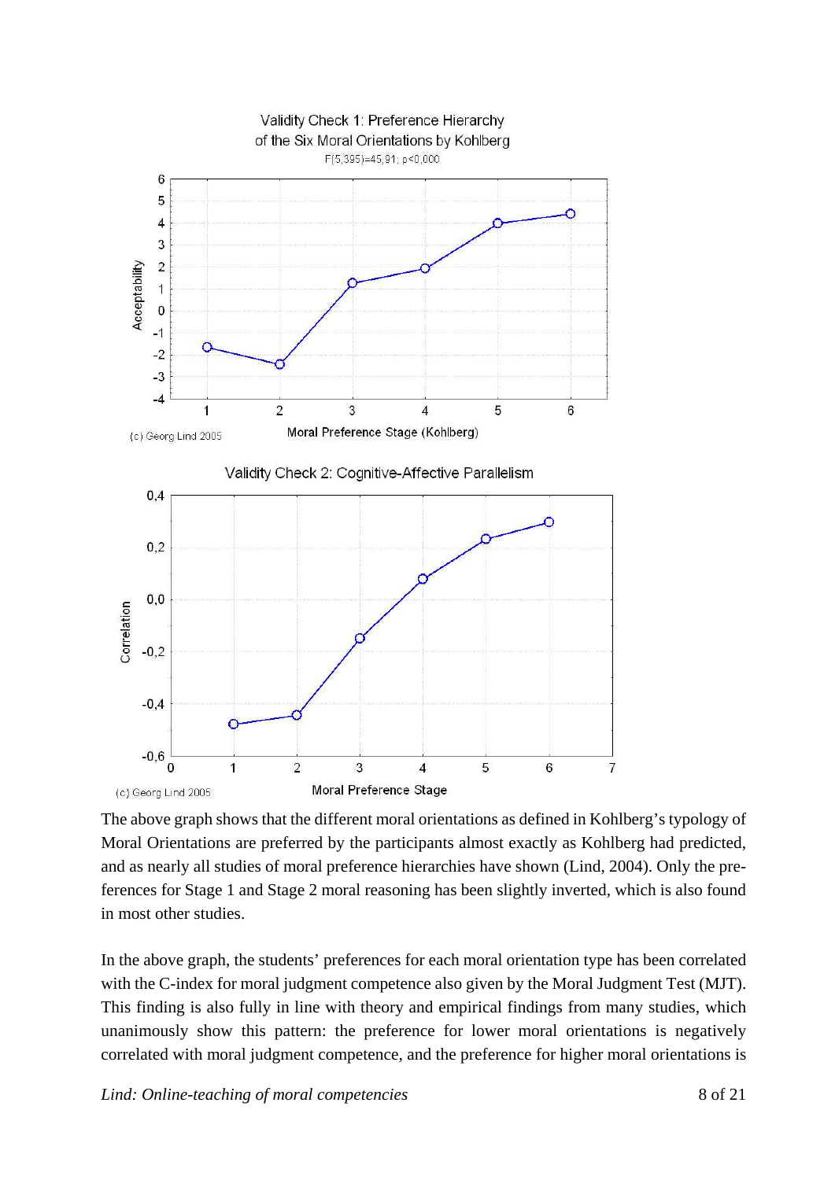The above graph shows that the different moral orientations as defined in Kohlberg's typology of Moral Orientations are preferred by the participants almost exactly as Kohlberg had predicted, and as nearly all studies of moral preference hierarchies have shown (Lind, 2004). Only the preferences for Stage 1 and Stage 2 moral reasoning has been slightly inverted, which is also found in most other studies.

In the above graph, the students' preferences for each moral orientation type has been correlated with the C-index for moral judgment competence also given by the Moral Judgment Test (MJT). This finding is also fully in line with theory and empirical findings from many studies, which unanimously show this pattern: the preference for lower moral orientations is negatively correlated with moral judgment competence, and the preference for higher moral orientations is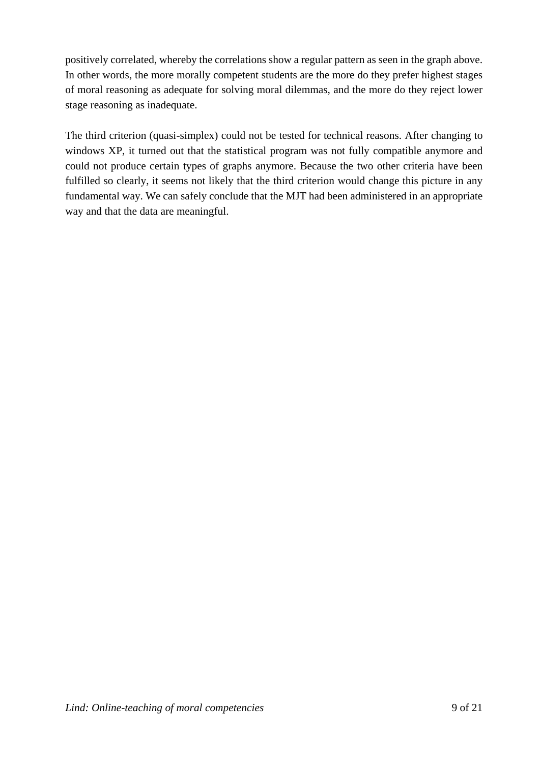positively correlated, whereby the correlations show a regular pattern as seen in the graph above. In other words, the more morally competent students are the more do they prefer highest stages of moral reasoning as adequate for solving moral dilemmas, and the more do they reject lower stage reasoning as inadequate.

The third criterion (quasi-simplex) could not be tested for technical reasons. After changing to windows XP, it turned out that the statistical program was not fully compatible anymore and could not produce certain types of graphs anymore. Because the two other criteria have been fulfilled so clearly, it seems not likely that the third criterion would change this picture in any fundamental way. We can safely conclude that the MJT had been administered in an appropriate way and that the data are meaningful.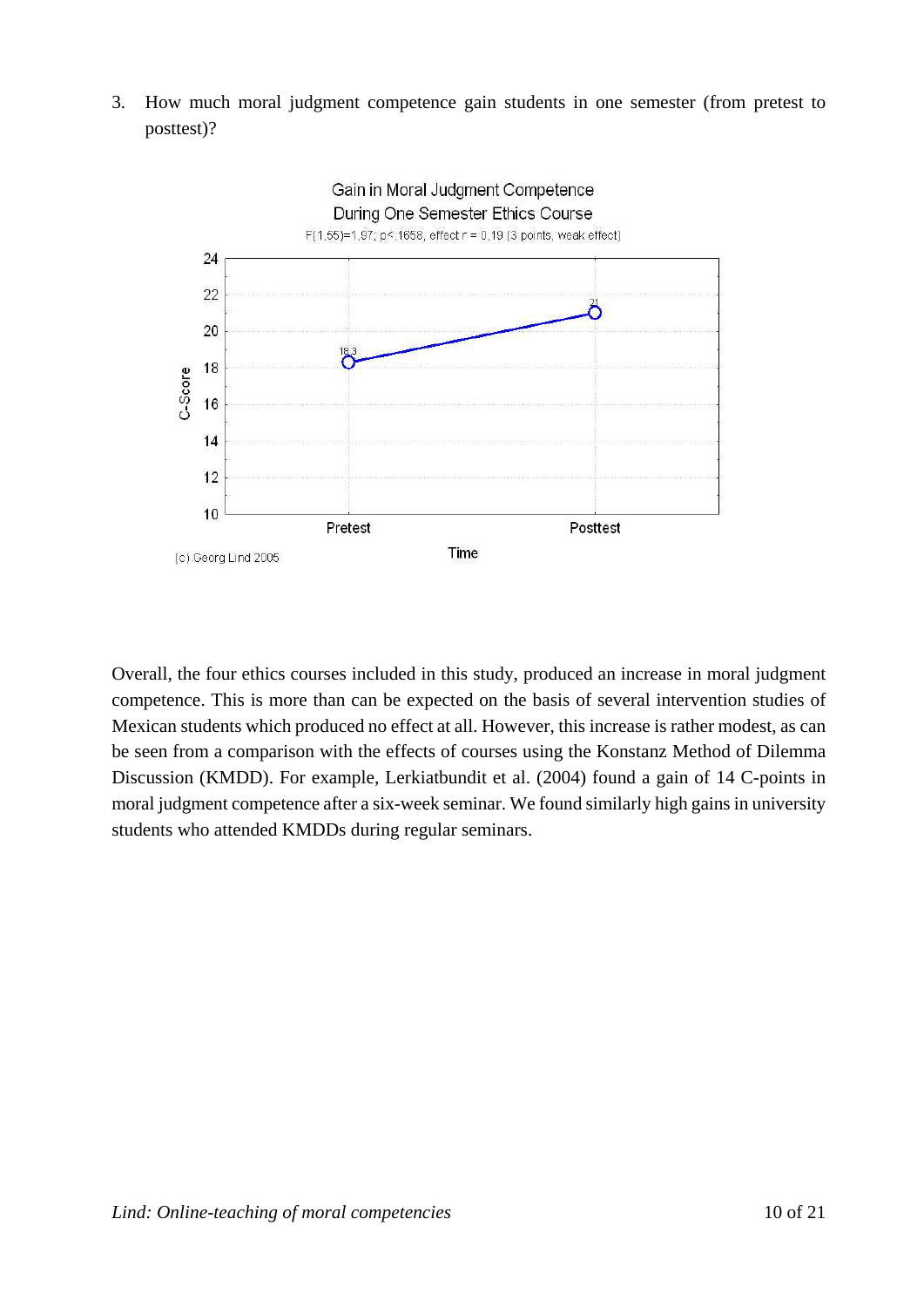3. How much moral judgment competence gain students in one semester (from pretest to posttest)?

Gain in Moral Judgment Competence
During One Semester Ethics Course
$F(1,55)=1,97$; $p<,1658$, effect $r = 0,19$ (3 points, weak effect)

Overall, the four ethics courses included in this study, produced an increase in moral judgment competence. This is more than can be expected on the basis of several intervention studies of Mexican students which produced no effect at all. However, this increase is rather modest, as can be seen from a comparison with the effects of courses using the Konstanz Method of Dilemma Discussion (KMDD). For example, Lerkiatbundit et al. (2004) found a gain of 14 C-points in moral judgment competence after a six-week seminar. We found similarly high gains in university students who attended KMDDs during regular seminars.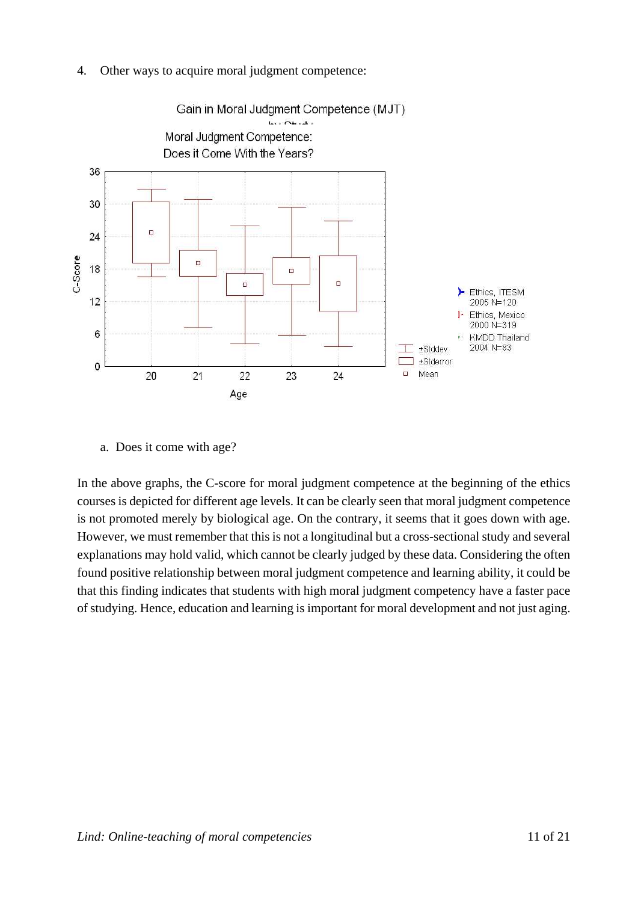4. Other ways to acquire moral judgment competence:

a. Does it come with age?

In the above graphs, the C-score for moral judgment competence at the beginning of the ethics courses is depicted for different age levels. It can be clearly seen that moral judgment competence is not promoted merely by biological age. On the contrary, it seems that it goes down with age. However, we must remember that this is not a longitudinal but a cross-sectional study and several explanations may hold valid, which cannot be clearly judged by these data. Considering the often found positive relationship between moral judgment competence and learning ability, it could be that this finding indicates that students with high moral judgment competency have a faster pace of studying. Hence, education and learning is important for moral development and not just aging.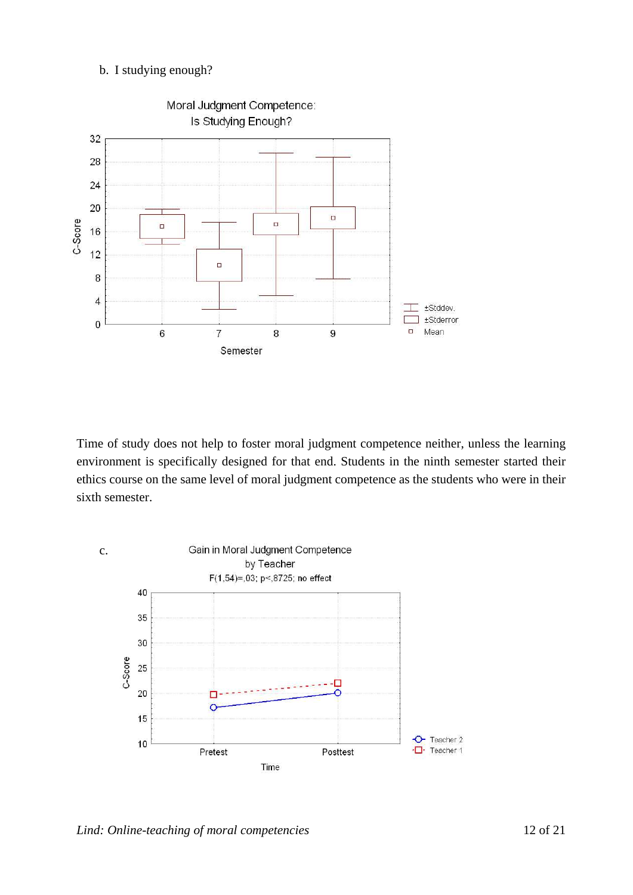b. I studying enough?

Time of study does not help to foster moral judgment competence neither, unless the learning environment is specifically designed for that end. Students in the ninth semester started their ethics course on the same level of moral judgment competence as the students who were in their sixth semester.

c.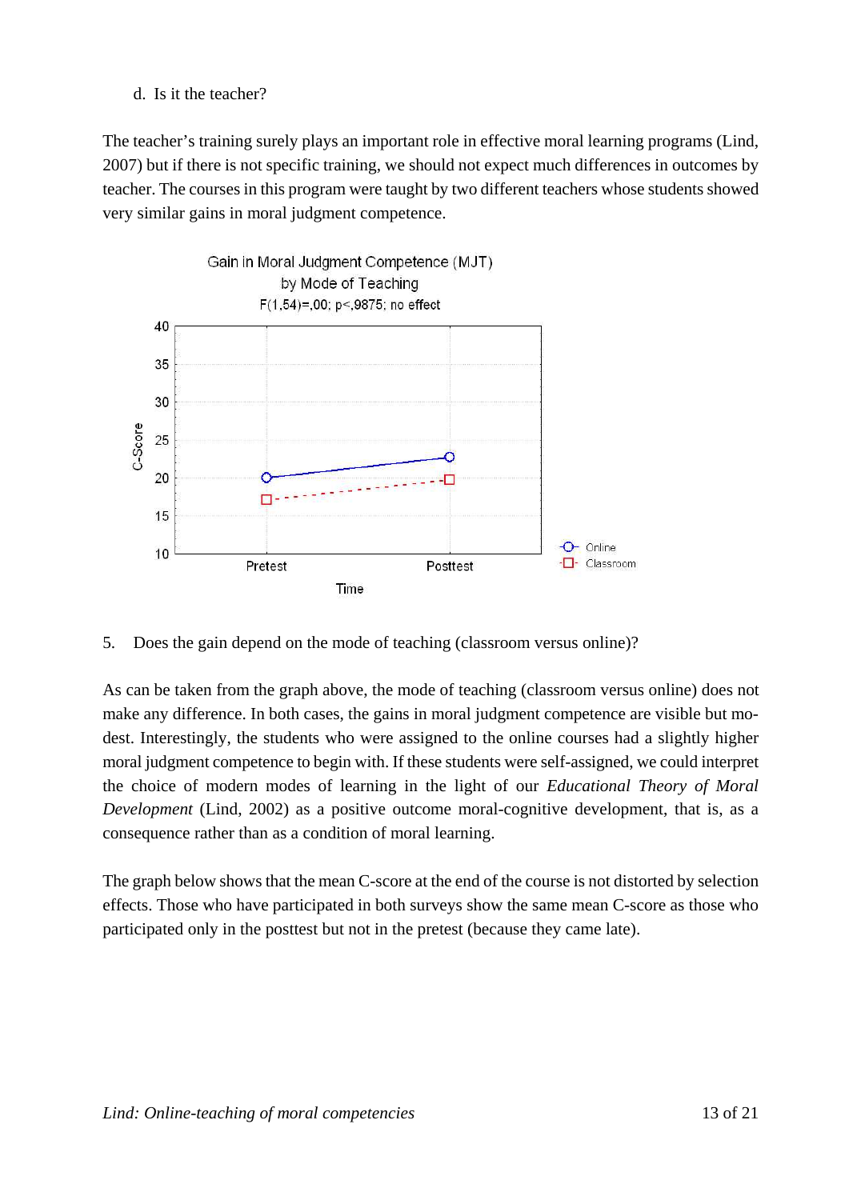d. Is it the teacher?

The teacher's training surely plays an important role in effective moral learning programs (Lind, 2007) but if there is not specific training, we should not expect much differences in outcomes by teacher. The courses in this program were taught by two different teachers whose students showed very similar gains in moral judgment competence.

Gain in Moral Judgment Competence (MJT)
by Mode of Teaching
$F(1,54)=,00; p<,9875$; no effect

5. Does the gain depend on the mode of teaching (classroom versus online)?

As can be taken from the graph above, the mode of teaching (classroom versus online) does not make any difference. In both cases, the gains in moral judgment competence are visible but modest. Interestingly, the students who were assigned to the online courses had a slightly higher moral judgment competence to begin with. If these students were self-assigned, we could interpret the choice of modern modes of learning in the light of our *Educational Theory of Moral Development* (Lind, 2002) as a positive outcome moral-cognitive development, that is, as a consequence rather than as a condition of moral learning.

The graph below shows that the mean C-score at the end of the course is not distorted by selection effects. Those who have participated in both surveys show the same mean C-score as those who participated only in the posttest but not in the pretest (because they came late).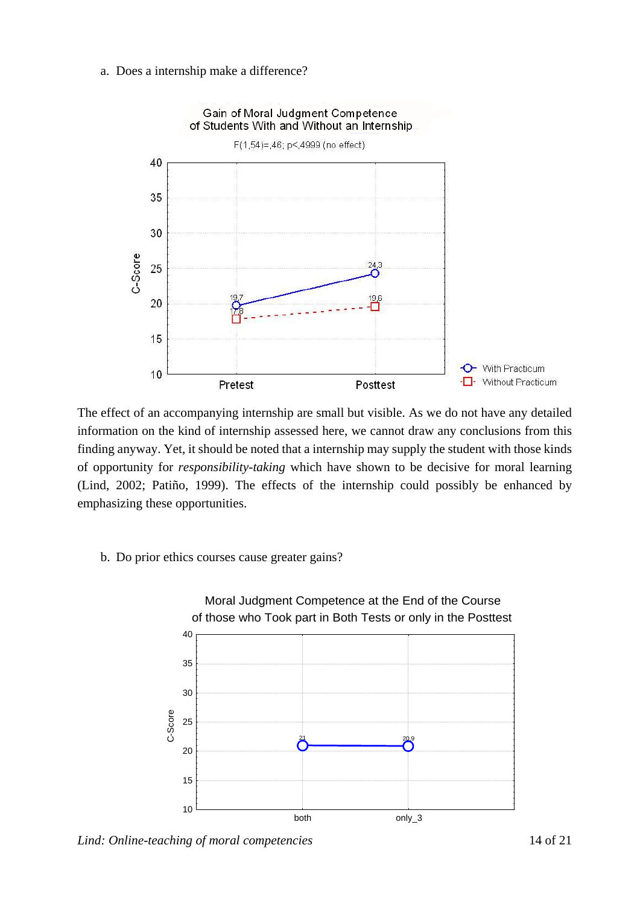a. Does a internship make a difference?

Gain of Moral Judgment Competence
of Students With and Without an Internship

F(1,54)=,46; p<,4999 (no effect)

The effect of an accompanying internship are small but visible. As we do not have any detailed information on the kind of internship assessed here, we cannot draw any conclusions from this finding anyway. Yet, it should be noted that a internship may supply the student with those kinds of opportunity for *responsibility-taking* which have shown to be decisive for moral learning (Lind, 2002; Patiño, 1999). The effects of the internship could possibly be enhanced by emphasizing these opportunities.

b. Do prior ethics courses cause greater gains?

Moral Judgment Competence at the End of the Course
of those who Took part in Both Tests or only in the Posttest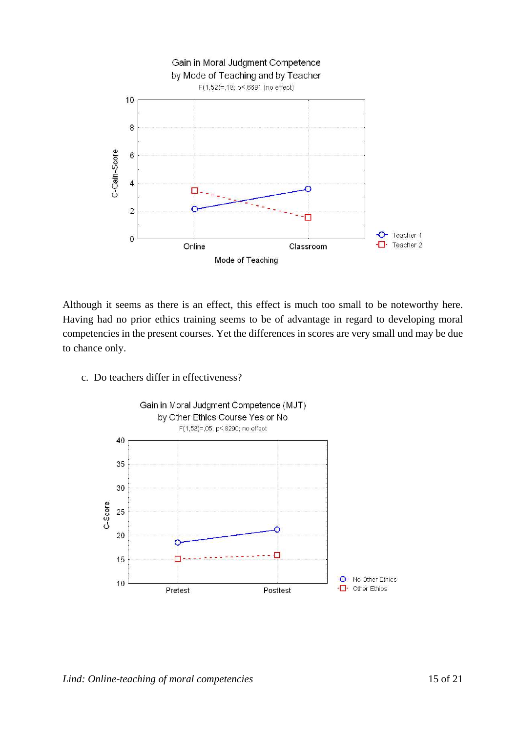Although it seems as there is an effect, this effect is much too small to be noteworthy here. Having had no prior ethics training seems to be of advantage in regard to developing moral competencies in the present courses. Yet the differences in scores are very small und may be due to chance only.

c. Do teachers differ in effectiveness?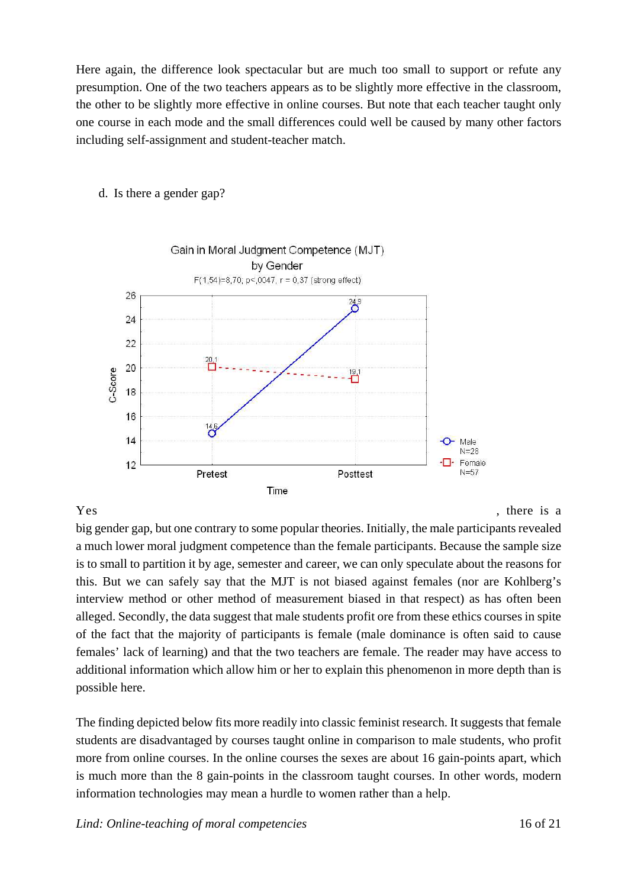Here again, the difference look spectacular but are much too small to support or refute any presumption. One of the two teachers appears as to be slightly more effective in the classroom, the other to be slightly more effective in online courses. But note that each teacher taught only one course in each mode and the small differences could well be caused by many other factors including self-assignment and student-teacher match.

d. Is there a gender gap?

Gain in Moral Judgment Competence (MJT) by Gender

$F(1,54)=8,70; p<,0047, r = 0,37$ (strong effect)

Yes , there is a big gender gap, but one contrary to some popular theories. Initially, the male participants revealed a much lower moral judgment competence than the female participants. Because the sample size is to small to partition it by age, semester and career, we can only speculate about the reasons for this. But we can safely say that the MJT is not biased against females (nor are Kohlberg's interview method or other method of measurement biased in that respect) as has often been alleged. Secondly, the data suggest that male students profit ore from these ethics courses in spite of the fact that the majority of participants is female (male dominance is often said to cause females' lack of learning) and that the two teachers are female. The reader may have access to additional information which allow him or her to explain this phenomenon in more depth than is possible here.

The finding depicted below fits more readily into classic feminist research. It suggests that female students are disadvantaged by courses taught online in comparison to male students, who profit more from online courses. In the online courses the sexes are about 16 gain-points apart, which is much more than the 8 gain-points in the classroom taught courses. In other words, modern information technologies may mean a hurdle to women rather than a help.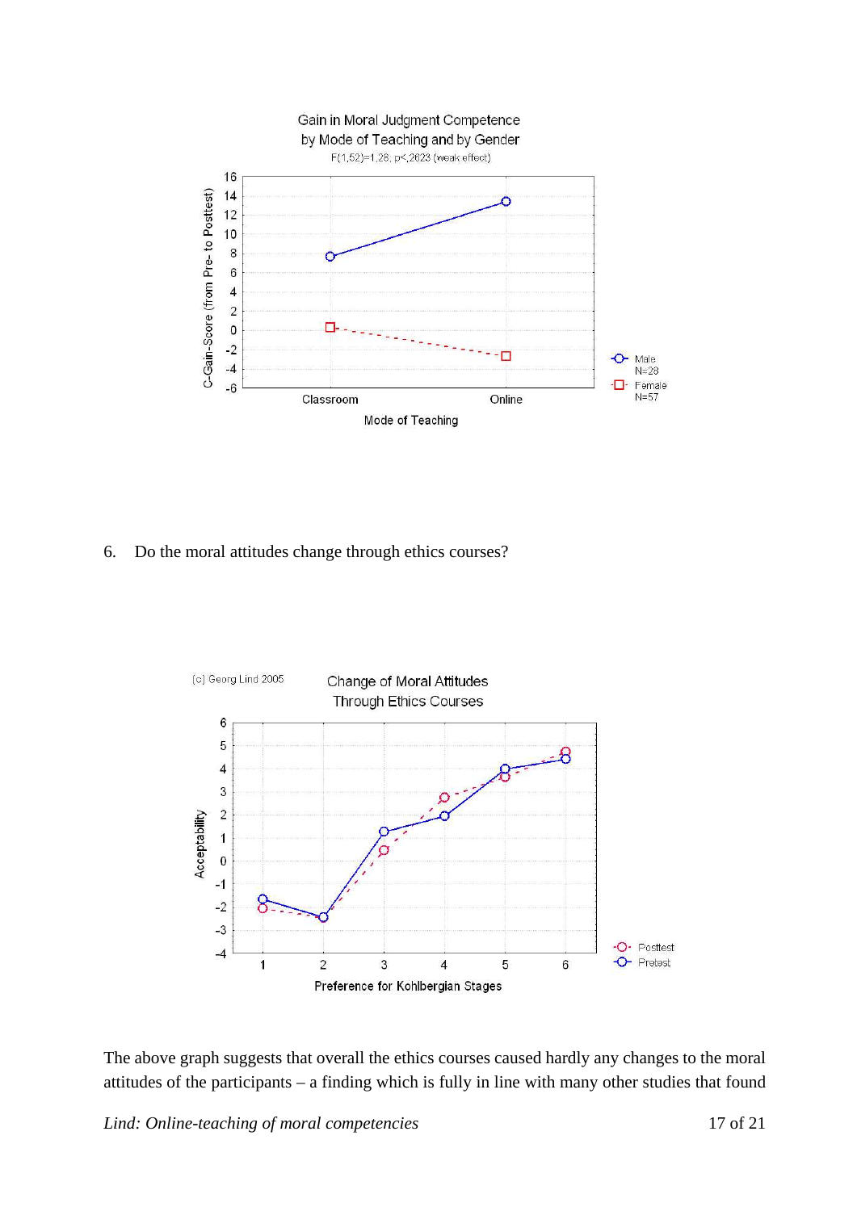Gain in Moral Judgment Competence
by Mode of Teaching and by Gender
$F(1,52)=1.28$, $p<.2623$ (weak effect)

6. Do the moral attitudes change through ethics courses?

Change of Moral Attitudes
Through Ethics Courses

The above graph suggests that overall the ethics courses caused hardly any changes to the moral attitudes of the participants – a finding which is fully in line with many other studies that found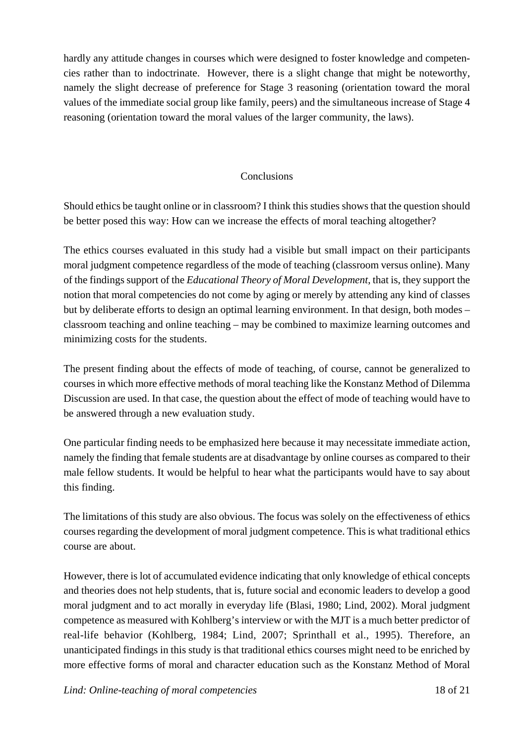hardly any attitude changes in courses which were designed to foster knowledge and competencies rather than to indoctrinate. However, there is a slight change that might be noteworthy, namely the slight decrease of preference for Stage 3 reasoning (orientation toward the moral values of the immediate social group like family, peers) and the simultaneous increase of Stage 4 reasoning (orientation toward the moral values of the larger community, the laws).

## Conclusions

Should ethics be taught online or in classroom? I think this studies shows that the question should be better posed this way: How can we increase the effects of moral teaching altogether?

The ethics courses evaluated in this study had a visible but small impact on their participants moral judgment competence regardless of the mode of teaching (classroom versus online). Many of the findings support of the *Educational Theory of Moral Development*, that is, they support the notion that moral competencies do not come by aging or merely by attending any kind of classes but by deliberate efforts to design an optimal learning environment. In that design, both modes – classroom teaching and online teaching – may be combined to maximize learning outcomes and minimizing costs for the students.

The present finding about the effects of mode of teaching, of course, cannot be generalized to courses in which more effective methods of moral teaching like the Konstanz Method of Dilemma Discussion are used. In that case, the question about the effect of mode of teaching would have to be answered through a new evaluation study.

One particular finding needs to be emphasized here because it may necessitate immediate action, namely the finding that female students are at disadvantage by online courses as compared to their male fellow students. It would be helpful to hear what the participants would have to say about this finding.

The limitations of this study are also obvious. The focus was solely on the effectiveness of ethics courses regarding the development of moral judgment competence. This is what traditional ethics course are about.

However, there is lot of accumulated evidence indicating that only knowledge of ethical concepts and theories does not help students, that is, future social and economic leaders to develop a good moral judgment and to act morally in everyday life (Blasi, 1980; Lind, 2002). Moral judgment competence as measured with Kohlberg's interview or with the MJT is a much better predictor of real-life behavior (Kohlberg, 1984; Lind, 2007; Sprinthall et al., 1995). Therefore, an unanticipated findings in this study is that traditional ethics courses might need to be enriched by more effective forms of moral and character education such as the Konstanz Method of Moral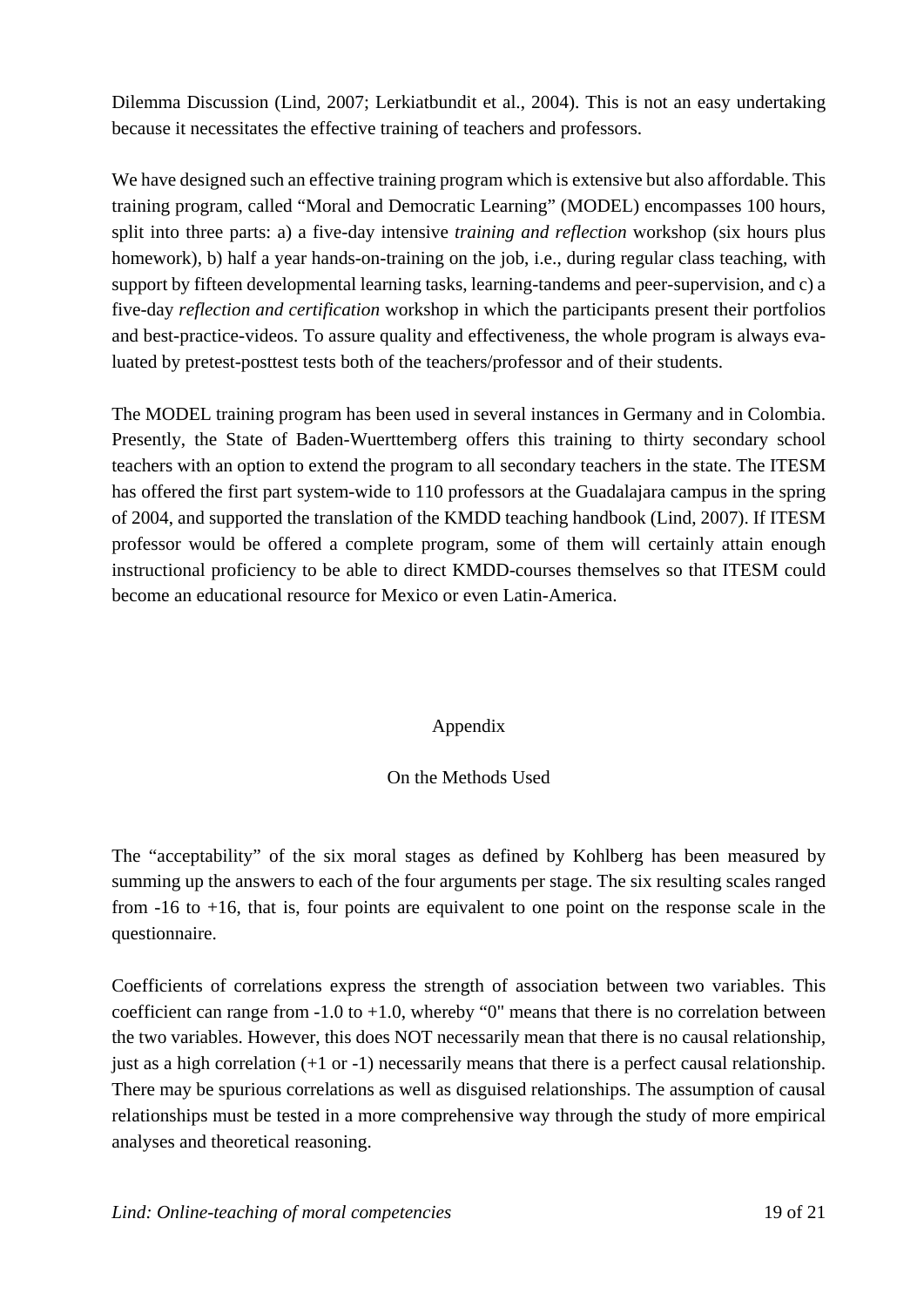Dilemma Discussion (Lind, 2007; Lerkiatbundit et al., 2004). This is not an easy undertaking because it necessitates the effective training of teachers and professors.

We have designed such an effective training program which is extensive but also affordable. This training program, called "Moral and Democratic Learning" (MODEL) encompasses 100 hours, split into three parts: a) a five-day intensive *training and reflection* workshop (six hours plus homework), b) half a year hands-on-training on the job, i.e., during regular class teaching, with support by fifteen developmental learning tasks, learning-tandems and peer-supervision, and c) a five-day *reflection and certification* workshop in which the participants present their portfolios and best-practice-videos. To assure quality and effectiveness, the whole program is always evaluated by pretest-posttest tests both of the teachers/professor and of their students.

The MODEL training program has been used in several instances in Germany and in Colombia. Presently, the State of Baden-Wuerttemberg offers this training to thirty secondary school teachers with an option to extend the program to all secondary teachers in the state. The ITESM has offered the first part system-wide to 110 professors at the Guadalajara campus in the spring of 2004, and supported the translation of the KMDD teaching handbook (Lind, 2007). If ITESM professor would be offered a complete program, some of them will certainly attain enough instructional proficiency to be able to direct KMDD-courses themselves so that ITESM could become an educational resource for Mexico or even Latin-America.

## Appendix

### On the Methods Used

The "acceptability" of the six moral stages as defined by Kohlberg has been measured by summing up the answers to each of the four arguments per stage. The six resulting scales ranged from -16 to +16, that is, four points are equivalent to one point on the response scale in the questionnaire.

Coefficients of correlations express the strength of association between two variables. This coefficient can range from -1.0 to +1.0, whereby "0" means that there is no correlation between the two variables. However, this does NOT necessarily mean that there is no causal relationship, just as a high correlation (+1 or -1) necessarily means that there is a perfect causal relationship. There may be spurious correlations as well as disguised relationships. The assumption of causal relationships must be tested in a more comprehensive way through the study of more empirical analyses and theoretical reasoning.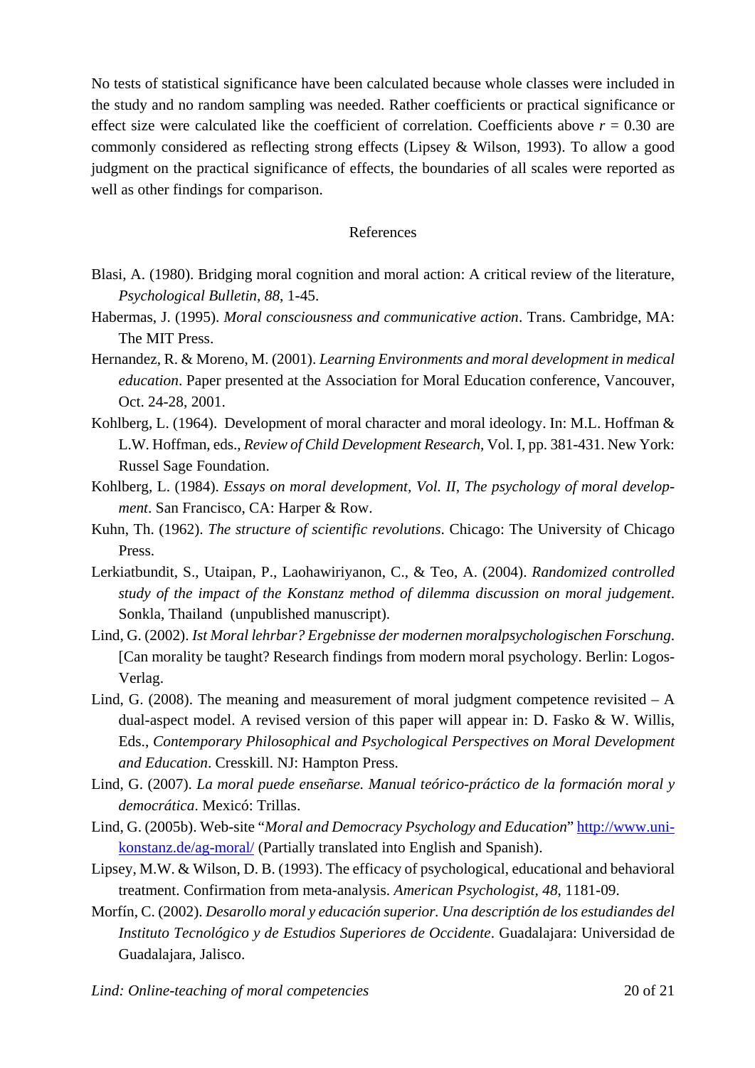No tests of statistical significance have been calculated because whole classes were included in the study and no random sampling was needed. Rather coefficients or practical significance or effect size were calculated like the coefficient of correlation. Coefficients above $r$ = 0.30 are commonly considered as reflecting strong effects (Lipsey & Wilson, 1993). To allow a good judgment on the practical significance of effects, the boundaries of all scales were reported as well as other findings for comparison.

## References

Blasi, A. (1980). Bridging moral cognition and moral action: A critical review of the literature, *Psychological Bulletin, 88*, 1-45.

Habermas, J. (1995). *Moral consciousness and communicative action*. Trans. Cambridge, MA: The MIT Press.

Hernandez, R. & Moreno, M. (2001). *Learning Environments and moral development in medical education*. Paper presented at the Association for Moral Education conference, Vancouver, Oct. 24-28, 2001.

Kohlberg, L. (1964). Development of moral character and moral ideology. In: M.L. Hoffman & L.W. Hoffman, eds., *Review of Child Development Research*, Vol. I, pp. 381-431. New York: Russel Sage Foundation.

Kohlberg, L. (1984). *Essays on moral development, Vol. II, The psychology of moral development*. San Francisco, CA: Harper & Row.

Kuhn, Th. (1962). *The structure of scientific revolutions*. Chicago: The University of Chicago Press.

Lerkiatbundit, S., Utaipan, P., Laohawiriyanon, C., & Teo, A. (2004). *Randomized controlled study of the impact of the Konstanz method of dilemma discussion on moral judgement*. Sonkla, Thailand (unpublished manuscript).

Lind, G. (2002). *Ist Moral lehrbar? Ergebnisse der modernen moralpsychologischen Forschung*. [Can morality be taught? Research findings from modern moral psychology. Berlin: Logos-Verlag.

Lind, G. (2008). The meaning and measurement of moral judgment competence revisited – A dual-aspect model. A revised version of this paper will appear in: D. Fasko & W. Willis, Eds., *Contemporary Philosophical and Psychological Perspectives on Moral Development and Education*. Cresskill. NJ: Hampton Press.

Lind, G. (2007). *La moral puede enseñarse. Manual teórico-práctico de la formación moral y democrática*. Mexicó: Trillas.

Lind, G. (2005b). Web-site "*Moral and Democracy Psychology and Education*" http://www.uni-konstanz.de/ag-moral/ (Partially translated into English and Spanish).

Lipsey, M.W. & Wilson, D. B. (1993). The efficacy of psychological, educational and behavioral treatment. Confirmation from meta-analysis. *American Psychologist*, *48*, 1181-09.

Morfín, C. (2002). *Desarollo moral y educación superior. Una descripción de los estudiandes del Instituto Tecnológico y de Estudios Superiores de Occidente*. Guadalajara: Universidad de Guadalajara, Jalisco.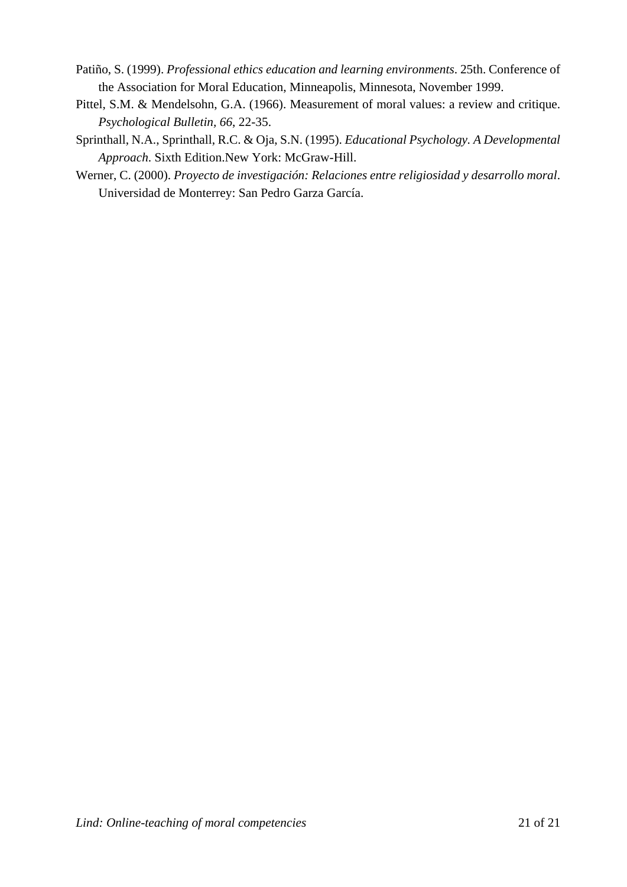Patiño, S. (1999). *Professional ethics education and learning environments*. 25th. Conference of the Association for Moral Education, Minneapolis, Minnesota, November 1999.

Pittel, S.M. & Mendelsohn, G.A. (1966). Measurement of moral values: a review and critique. *Psychological Bulletin*, *66*, 22-35.

Sprinthall, N.A., Sprinthall, R.C. & Oja, S.N. (1995). *Educational Psychology. A Developmental Approach*. Sixth Edition.New York: McGraw-Hill.

Werner, C. (2000). *Proyecto de investigación: Relaciones entre religiosidad y desarrollo moral*. Universidad de Monterrey: San Pedro Garza García.